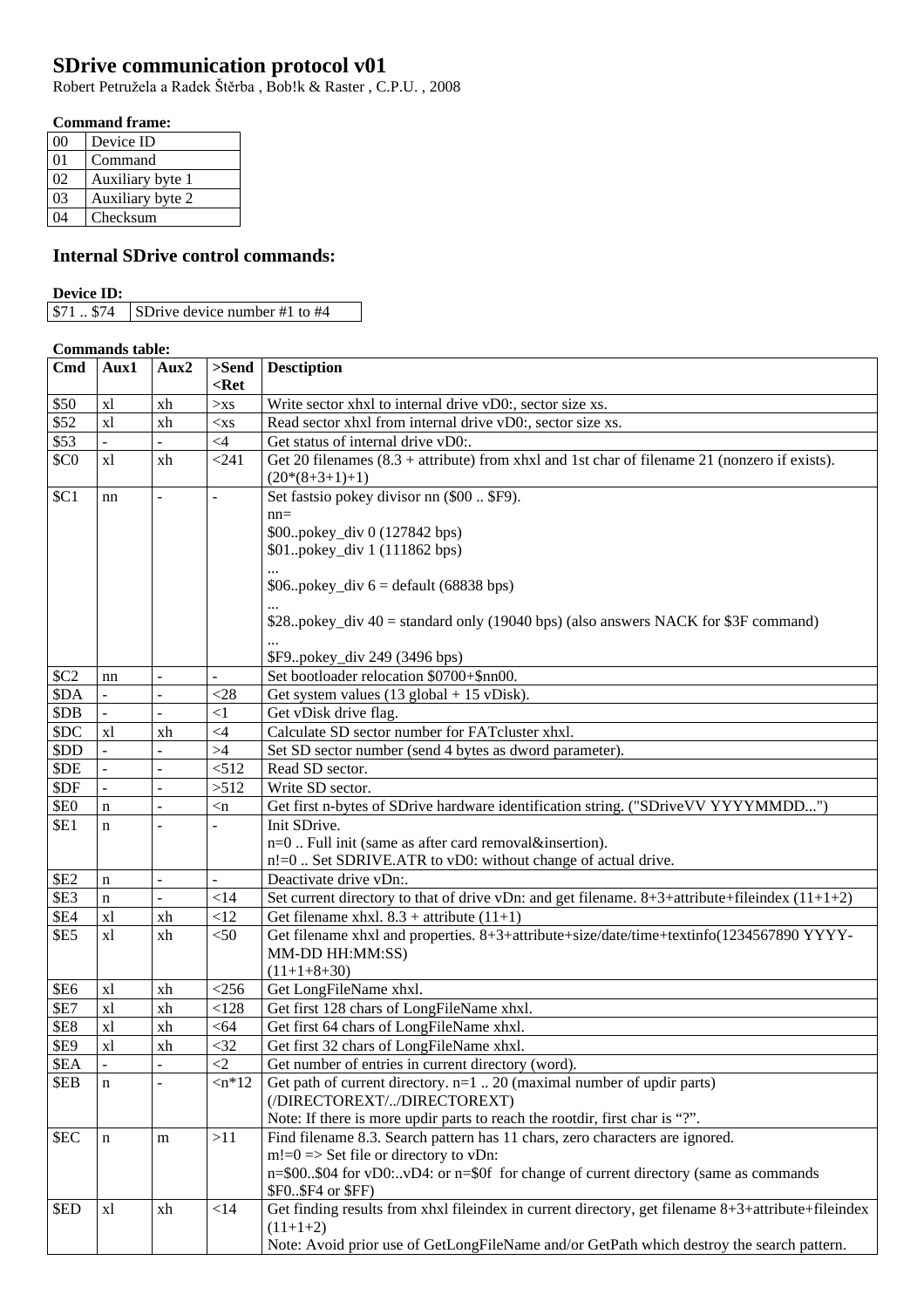# SDrive communication protocol v01

Robert Petružela a Radek Štěrba , Bob!k & Raster , C.P.U. , 2008

**Command frame:**

| | |
|---|---|
| 00 | Device ID |
| 01 | Command |
| 02 | Auxiliary byte 1 |
| 03 | Auxiliary byte 2 |
| 04 | Checksum |

## Internal SDrive control commands:

**Device ID:**

| | |
|---|---|
| $71 .. $74 | SDrive device number #1 to #4 |

**Commands table:**

| Cmd | Aux1 | Aux2 | >Send <Ret | Desctiption |
|---|---|---|---|---|
| $50 | xl | xh | >xs | Write sector xhxl to internal drive vD0:, sector size xs. |
| $52 | xl | xh | <xs | Read sector xhxl from internal drive vD0:, sector size xs. |
| $53 | - | - | <4 | Get status of internal drive vD0:. |
| $C0 | xl | xh | <241 | Get 20 filenames (8.3 + attribute) from xhxl and 1st char of filename 21 (nonzero if exists). (20*(8+3+1)+1) |
| $C1 | nn | - | - | Set fastsio pokey divisor nn ($00 .. $F9).<br>nn=<br>$00..pokey_div 0 (127842 bps)<br>$01..pokey_div 1 (111862 bps)<br>...<br>$06..pokey_div 6 = default (68838 bps)<br>...<br>$28..pokey_div 40 = standard only (19040 bps) (also answers NACK for $3F command)<br>...<br>$F9..pokey_div 249 (3496 bps) |
| $C2 | nn | - | - | Set bootloader relocation $0700+$nn00. |
| $DA | - | - | <28 | Get system values (13 global + 15 vDisk). |
| $DB | - | - | <1 | Get vDisk drive flag. |
| $DC | xl | xh | <4 | Calculate SD sector number for FATcluster xhxl. |
| $DD | - | - | >4 | Set SD sector number (send 4 bytes as dword parameter). |
| $DE | - | - | <512 | Read SD sector. |
| $DF | - | - | >512 | Write SD sector. |
| $E0 | n | - | <n | Get first n-bytes of SDrive hardware identification string. ("SDriveVV YYYYMMDD...") |
| $E1 | n | - | - | Init SDrive.<br>n=0 .. Full init (same as after card removal&insertion).<br>n!=0 .. Set SDRIVE.ATR to vD0: without change of actual drive. |
| $E2 | n | - | - | Deactivate drive vDn:. |
| $E3 | n | - | <14 | Set current directory to that of drive vDn: and get filename. 8+3+attribute+fileindex (11+1+2) |
| $E4 | xl | xh | <12 | Get filename xhxl. 8.3 + attribute (11+1) |
| $E5 | xl | xh | <50 | Get filename xhxl and properties. 8+3+attribute+size/date/time+textinfo(1234567890 YYYY-MM-DD HH:MM:SS)<br>(11+1+8+30) |
| $E6 | xl | xh | <256 | Get LongFileName xhxl. |
| $E7 | xl | xh | <128 | Get first 128 chars of LongFileName xhxl. |
| $E8 | xl | xh | <64 | Get first 64 chars of LongFileName xhxl. |
| $E9 | xl | xh | <32 | Get first 32 chars of LongFileName xhxl. |
| $EA | - | - | <2 | Get number of entries in current directory (word). |
| $EB | n | - | <n*12 | Get path of current directory. n=1 .. 20 (maximal number of updir parts)<br>(/DIRECTOREXT/../DIRECTOREXT)<br>Note: If there is more updir parts to reach the rootdir, first char is "?". |
| $EC | n | m | >11 | Find filename 8.3. Search pattern has 11 chars, zero characters are ignored.<br>m!=0 => Set file or directory to vDn:<br>n=$00..$04 for vD0:..vD4: or n=$0f for change of current directory (same as commands $F0..$F4 or $FF) |
| $ED | xl | xh | <14 | Get finding results from xhxl fileindex in current directory, get filename 8+3+attribute+fileindex (11+1+2)<br>Note: Avoid prior use of GetLongFileName and/or GetPath which destroy the search pattern. |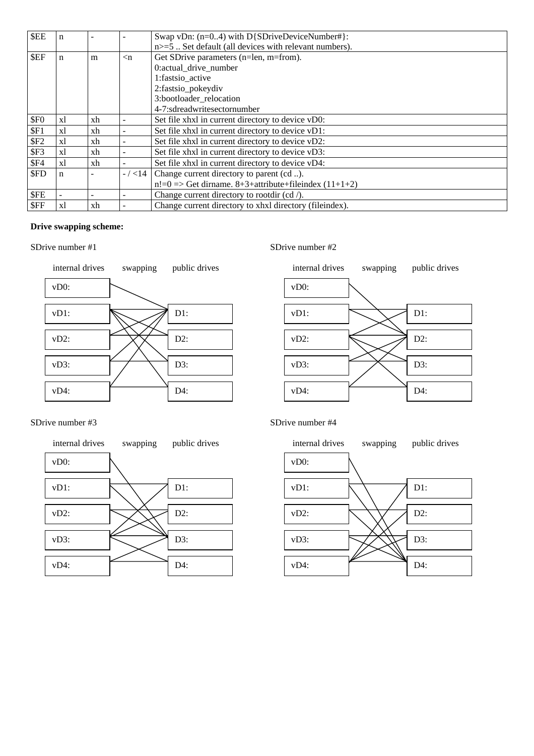| | | | | |
|---|---|---|---|---|
| $EE | n | - | - | Swap vDn: (n=0..4) with D{SDriveDeviceNumber#}:<br>n>=5 .. Set default (all devices with relevant numbers). |
| $EF | n | m | <n | Get SDrive parameters (n=len, m=from).<br>0:actual_drive_number<br>1:fastsio_active<br>2:fastsio_pokeydiv<br>3:bootloader_relocation<br>4-7:sdreadwritesectornumber |
| $F0 | xl | xh | - | Set file xhxl in current directory to device vD0: |
| $F1 | xl | xh | - | Set file xhxl in current directory to device vD1: |
| $F2 | xl | xh | - | Set file xhxl in current directory to device vD2: |
| $F3 | xl | xh | - | Set file xhxl in current directory to device vD3: |
| $F4 | xl | xh | - | Set file xhxl in current directory to device vD4: |
| $FD | n | - | - / <14 | Change current directory to parent (cd ..).<br>n!=0 => Get dirname. 8+3+attribute+fileindex (11+1+2) |
| $FE | - | - | - | Change current directory to rootdir (cd /). |
| $FF | xl | xh | - | Change current directory to xhxl directory (fileindex). |

**Drive swapping scheme:**

SDrive number #1

internal drives | swapping | public drives

vD0:
vD1: D1:
vD2: D2:
vD3: D3:
vD4: D4:

SDrive number #2

internal drives | swapping | public drives

vD0:
vD1: D1:
vD2: D2:
vD3: D3:
vD4: D4:

SDrive number #3

internal drives | swapping | public drives

vD0:
vD1: D1:
vD2: D2:
vD3: D3:
vD4: D4:

SDrive number #4

internal drives | swapping | public drives

vD0:
vD1: D1:
vD2: D2:
vD3: D3:
vD4: D4: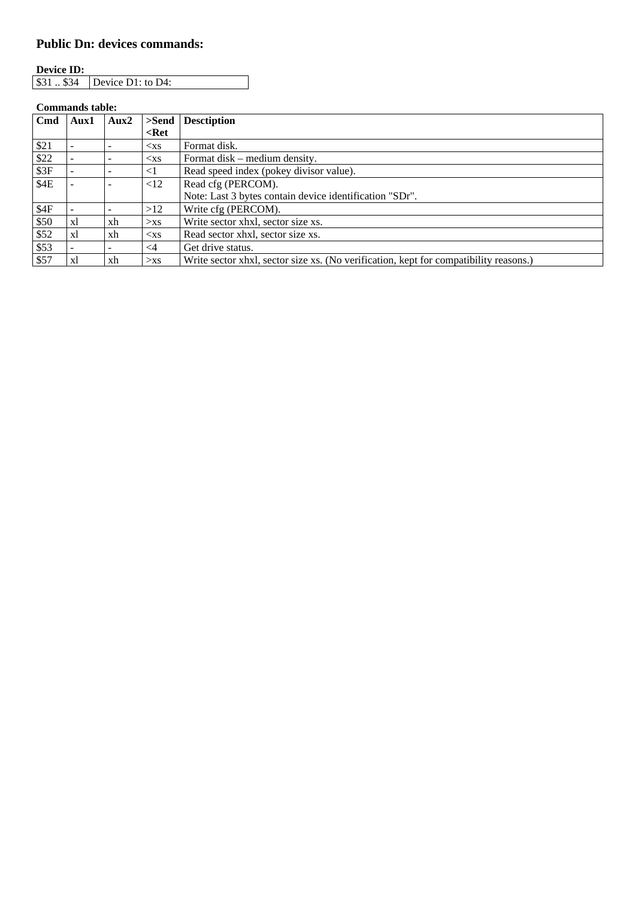## Public Dn: devices commands:

**Device ID:**

| | |
|---|---|
| $31 .. $34 | Device D1: to D4: |

**Commands table:**

| Cmd | Aux1 | Aux2 | >Send <Ret | Desctiption |
|---|---|---|---|---|
| $21 | - | - | <xs | Format disk. |
| $22 | - | - | <xs | Format disk – medium density. |
| $3F | - | - | <1 | Read speed index (pokey divisor value). |
| $4E | - | - | <12 | Read cfg (PERCOM).<br>Note: Last 3 bytes contain device identification "SDr". |
| $4F | - | - | >12 | Write cfg (PERCOM). |
| $50 | xl | xh | >xs | Write sector xhxl, sector size xs. |
| $52 | xl | xh | <xs | Read sector xhxl, sector size xs. |
| $53 | - | - | <4 | Get drive status. |
| $57 | xl | xh | >xs | Write sector xhxl, sector size xs. (No verification, kept for compatibility reasons.) |